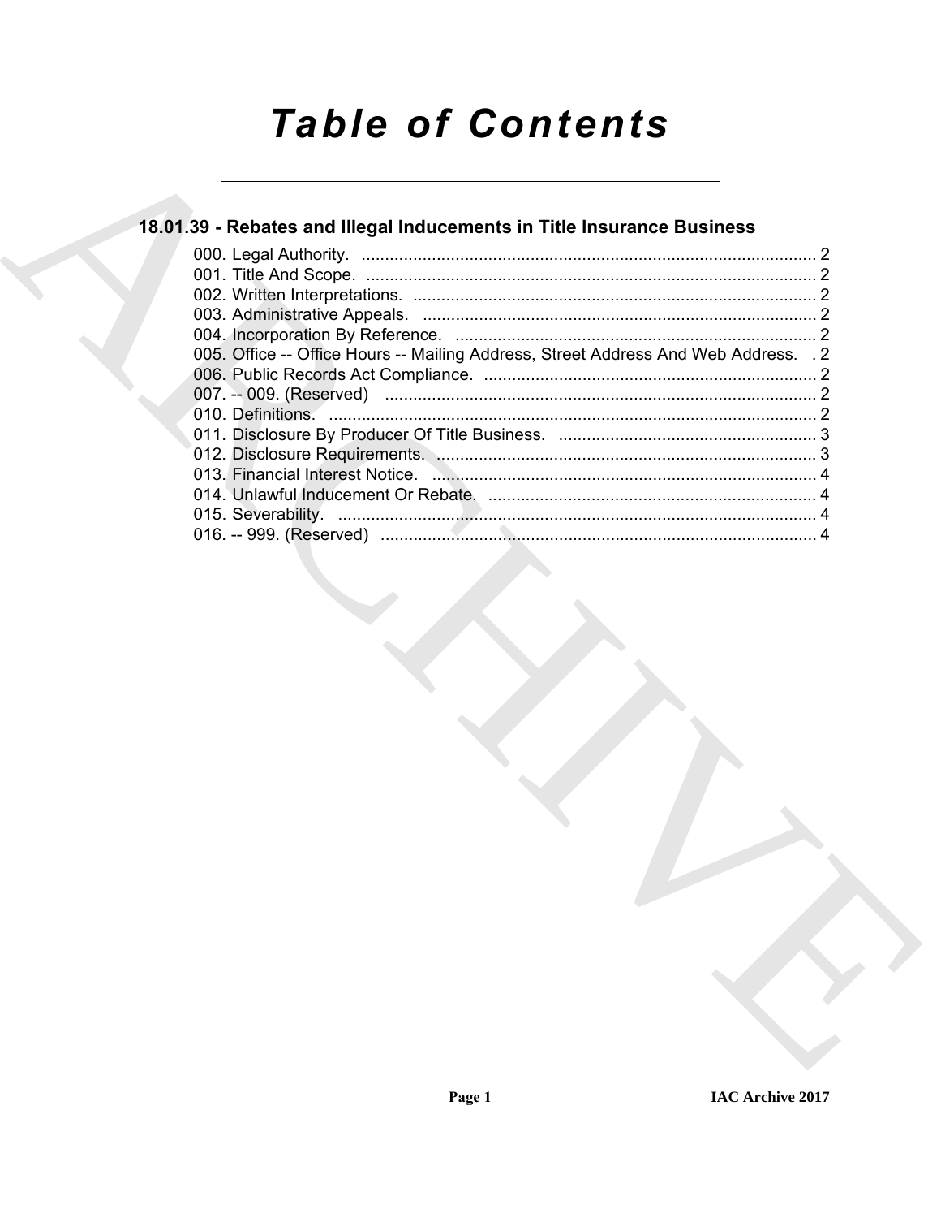# Table of Contents

## 18.01.39 - Rebates and Illegal Inducements in Title Insurance Business

000. Legal Authority. ..... 2
001. Title And Scope. ..... 2
002. Written Interpretations. ..... 2
003. Administrative Appeals. ..... 2
004. Incorporation By Reference. ..... 2
005. Office -- Office Hours -- Mailing Address, Street Address And Web Address. ..... 2
006. Public Records Act Compliance. ..... 2
007. -- 009. (Reserved) ..... 2
010. Definitions. ..... 2
011. Disclosure By Producer Of Title Business. ..... 3
012. Disclosure Requirements. ..... 3
013. Financial Interest Notice. ..... 4
014. Unlawful Inducement Or Rebate. ..... 4
015. Severability. ..... 4
016. -- 999. (Reserved) ..... 4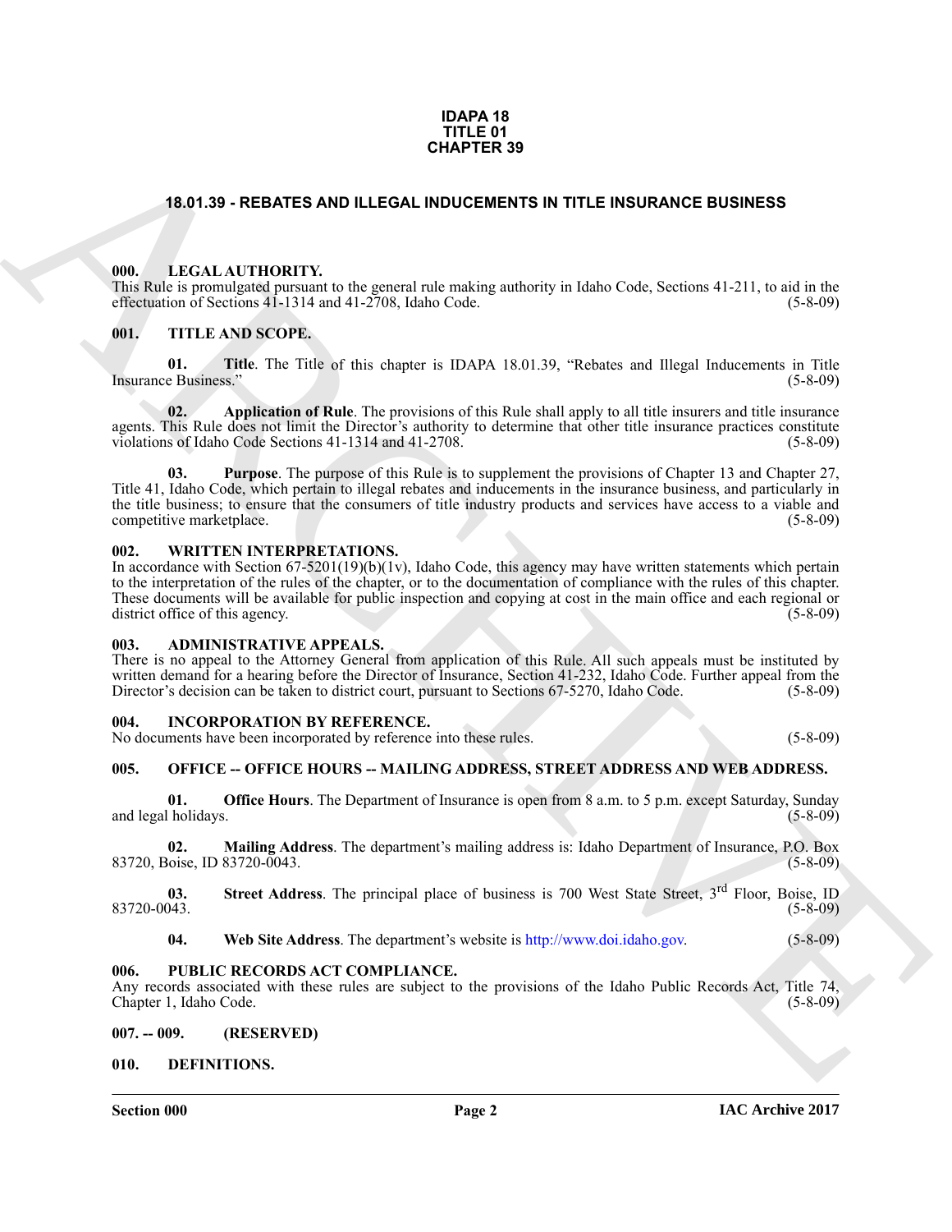# IDAPA 18
# TITLE 01
# CHAPTER 39

## 18.01.39 - REBATES AND ILLEGAL INDUCEMENTS IN TITLE INSURANCE BUSINESS

### 000. LEGAL AUTHORITY.

This Rule is promulgated pursuant to the general rule making authority in Idaho Code, Sections 41-211, to aid in the effectuation of Sections 41-1314 and 41-2708, Idaho Code. (5-8-09)

### 001. TITLE AND SCOPE.

**01. Title**. The Title of this chapter is IDAPA 18.01.39, "Rebates and Illegal Inducements in Title Insurance Business." (5-8-09)

**02. Application of Rule**. The provisions of this Rule shall apply to all title insurers and title insurance agents. This Rule does not limit the Director's authority to determine that other title insurance practices constitute violations of Idaho Code Sections 41-1314 and 41-2708. (5-8-09)

**03. Purpose**. The purpose of this Rule is to supplement the provisions of Chapter 13 and Chapter 27, Title 41, Idaho Code, which pertain to illegal rebates and inducements in the insurance business, and particularly in the title business; to ensure that the consumers of title industry products and services have access to a viable and competitive marketplace. (5-8-09)

### 002. WRITTEN INTERPRETATIONS.

In accordance with Section 67-5201(19)(b)(1v), Idaho Code, this agency may have written statements which pertain to the interpretation of the rules of the chapter, or to the documentation of compliance with the rules of this chapter. These documents will be available for public inspection and copying at cost in the main office and each regional or district office of this agency. (5-8-09)

### 003. ADMINISTRATIVE APPEALS.

There is no appeal to the Attorney General from application of this Rule. All such appeals must be instituted by written demand for a hearing before the Director of Insurance, Section 41-232, Idaho Code. Further appeal from the Director's decision can be taken to district court, pursuant to Sections 67-5270, Idaho Code. (5-8-09)

### 004. INCORPORATION BY REFERENCE.

No documents have been incorporated by reference into these rules. (5-8-09)

### 005. OFFICE -- OFFICE HOURS -- MAILING ADDRESS, STREET ADDRESS AND WEB ADDRESS.

**01. Office Hours**. The Department of Insurance is open from 8 a.m. to 5 p.m. except Saturday, Sunday and legal holidays. (5-8-09)

**02. Mailing Address**. The department's mailing address is: Idaho Department of Insurance, P.O. Box 83720, Boise, ID 83720-0043. (5-8-09)

**03. Street Address**. The principal place of business is 700 West State Street, 3rd Floor, Boise, ID 83720-0043. (5-8-09)

**04. Web Site Address**. The department's website is http://www.doi.idaho.gov. (5-8-09)

### 006. PUBLIC RECORDS ACT COMPLIANCE.

Any records associated with these rules are subject to the provisions of the Idaho Public Records Act, Title 74, Chapter 1, Idaho Code. (5-8-09)

### 007. -- 009. (RESERVED)

### 010. DEFINITIONS.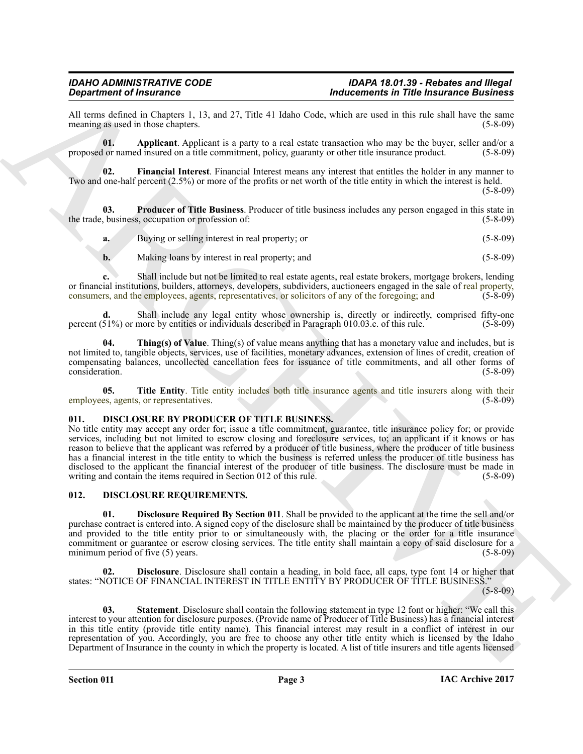All terms defined in Chapters 1, 13, and 27, Title 41 Idaho Code, which are used in this rule shall have the same meaning as used in those chapters. (5-8-09)

**01. Applicant**. Applicant is a party to a real estate transaction who may be the buyer, seller and/or a proposed or named insured on a title commitment, policy, guaranty or other title insurance product. (5-8-09)

**02. Financial Interest**. Financial Interest means any interest that entitles the holder in any manner to Two and one-half percent (2.5%) or more of the profits or net worth of the title entity in which the interest is held. (5-8-09)

**03. Producer of Title Business**. Producer of title business includes any person engaged in this state in the trade, business, occupation or profession of: (5-8-09)

**a.** Buying or selling interest in real property; or (5-8-09)

**b.** Making loans by interest in real property; and (5-8-09)

**c.** Shall include but not be limited to real estate agents, real estate brokers, mortgage brokers, lending or financial institutions, builders, attorneys, developers, subdividers, auctioneers engaged in the sale of real property, consumers, and the employees, agents, representatives, or solicitors of any of the foregoing; and (5-8-09)

**d.** Shall include any legal entity whose ownership is, directly or indirectly, comprised fifty-one percent (51%) or more by entities or individuals described in Paragraph 010.03.c. of this rule. (5-8-09)

**04. Thing(s) of Value**. Thing(s) of value means anything that has a monetary value and includes, but is not limited to, tangible objects, services, use of facilities, monetary advances, extension of lines of credit, creation of compensating balances, uncollected cancellation fees for issuance of title commitments, and all other forms of consideration. (5-8-09)

**05. Title Entity**. Title entity includes both title insurance agents and title insurers along with their employees, agents, or representatives. (5-8-09)

### 011. DISCLOSURE BY PRODUCER OF TITLE BUSINESS.

No title entity may accept any order for; issue a title commitment, guarantee, title insurance policy for; or provide services, including but not limited to escrow closing and foreclosure services, to; an applicant if it knows or has reason to believe that the applicant was referred by a producer of title business, where the producer of title business has a financial interest in the title entity to which the business is referred unless the producer of title business has disclosed to the applicant the financial interest of the producer of title business. The disclosure must be made in writing and contain the items required in Section 012 of this rule. (5-8-09)

### 012. DISCLOSURE REQUIREMENTS.

**01. Disclosure Required By Section 011**. Shall be provided to the applicant at the time the sell and/or purchase contract is entered into. A signed copy of the disclosure shall be maintained by the producer of title business and provided to the title entity prior to or simultaneously with, the placing or the order for a title insurance commitment or guarantee or escrow closing services. The title entity shall maintain a copy of said disclosure for a minimum period of five (5) years. (5-8-09)

**02. Disclosure**. Disclosure shall contain a heading, in bold face, all caps, type font 14 or higher that states: "NOTICE OF FINANCIAL INTEREST IN TITLE ENTITY BY PRODUCER OF TITLE BUSINESS." (5-8-09)

**03. Statement**. Disclosure shall contain the following statement in type 12 font or higher: "We call this interest to your attention for disclosure purposes. (Provide name of Producer of Title Business) has a financial interest in this title entity (provide title entity name). This financial interest may result in a conflict of interest in our representation of you. Accordingly, you are free to choose any other title entity which is licensed by the Idaho Department of Insurance in the county in which the property is located. A list of title insurers and title agents licensed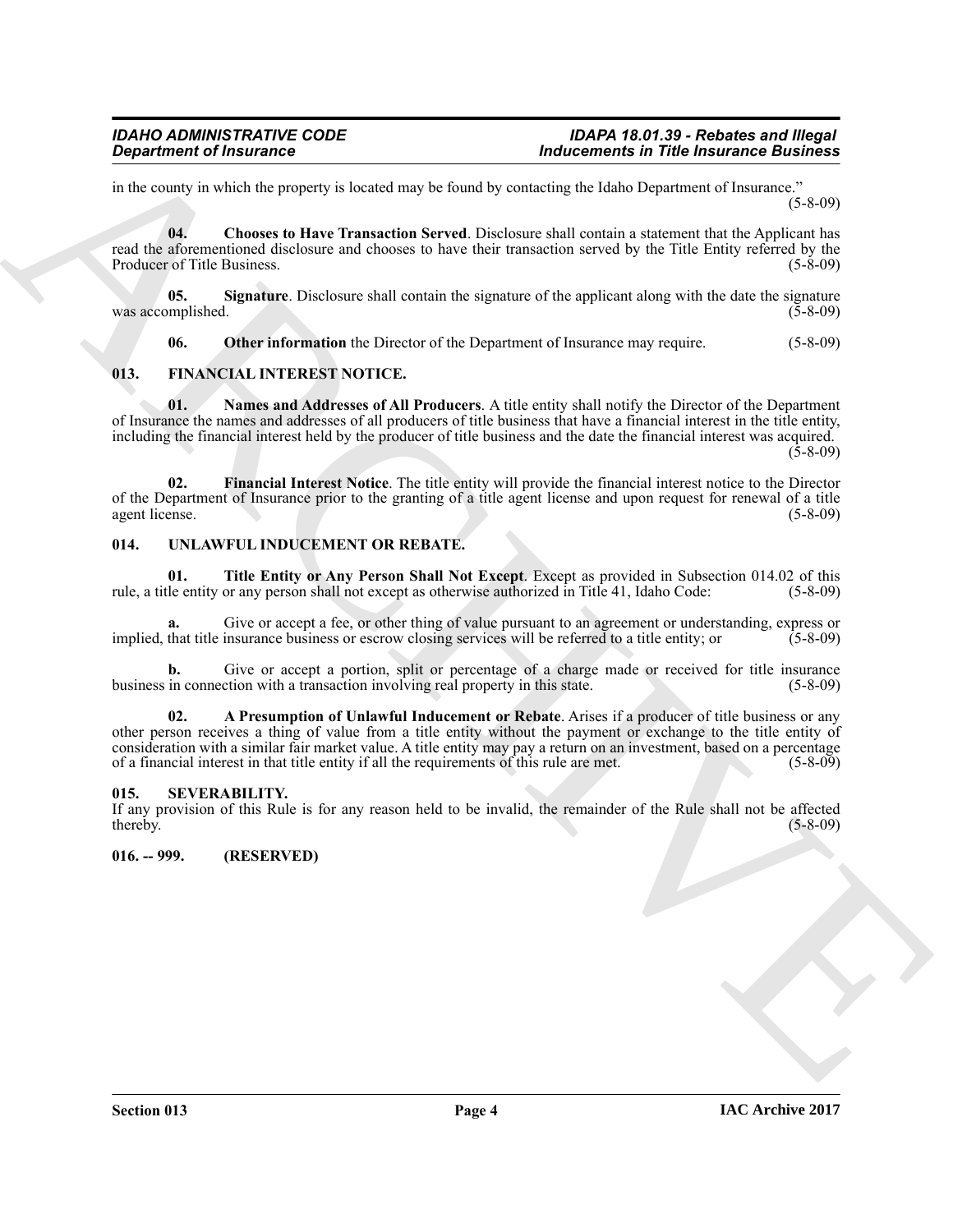in the county in which the property is located may be found by contacting the Idaho Department of Insurance." (5-8-09)

**04. Chooses to Have Transaction Served**. Disclosure shall contain a statement that the Applicant has read the aforementioned disclosure and chooses to have their transaction served by the Title Entity referred by the Producer of Title Business. (5-8-09)

**05. Signature**. Disclosure shall contain the signature of the applicant along with the date the signature was accomplished. (5-8-09)

**06. Other information** the Director of the Department of Insurance may require. (5-8-09)

## 013. FINANCIAL INTEREST NOTICE.

**01. Names and Addresses of All Producers**. A title entity shall notify the Director of the Department of Insurance the names and addresses of all producers of title business that have a financial interest in the title entity, including the financial interest held by the producer of title business and the date the financial interest was acquired. (5-8-09)

**02. Financial Interest Notice**. The title entity will provide the financial interest notice to the Director of the Department of Insurance prior to the granting of a title agent license and upon request for renewal of a title agent license. (5-8-09)

## 014. UNLAWFUL INDUCEMENT OR REBATE.

**01. Title Entity or Any Person Shall Not Except**. Except as provided in Subsection 014.02 of this rule, a title entity or any person shall not except as otherwise authorized in Title 41, Idaho Code: (5-8-09)

**a.** Give or accept a fee, or other thing of value pursuant to an agreement or understanding, express or implied, that title insurance business or escrow closing services will be referred to a title entity; or (5-8-09)

**b.** Give or accept a portion, split or percentage of a charge made or received for title insurance business in connection with a transaction involving real property in this state. (5-8-09)

**02. A Presumption of Unlawful Inducement or Rebate**. Arises if a producer of title business or any other person receives a thing of value from a title entity without the payment or exchange to the title entity of consideration with a similar fair market value. A title entity may pay a return on an investment, based on a percentage of a financial interest in that title entity if all the requirements of this rule are met. (5-8-09)

## 015. SEVERABILITY.

If any provision of this Rule is for any reason held to be invalid, the remainder of the Rule shall not be affected thereby. (5-8-09)

## 016. -- 999. (RESERVED)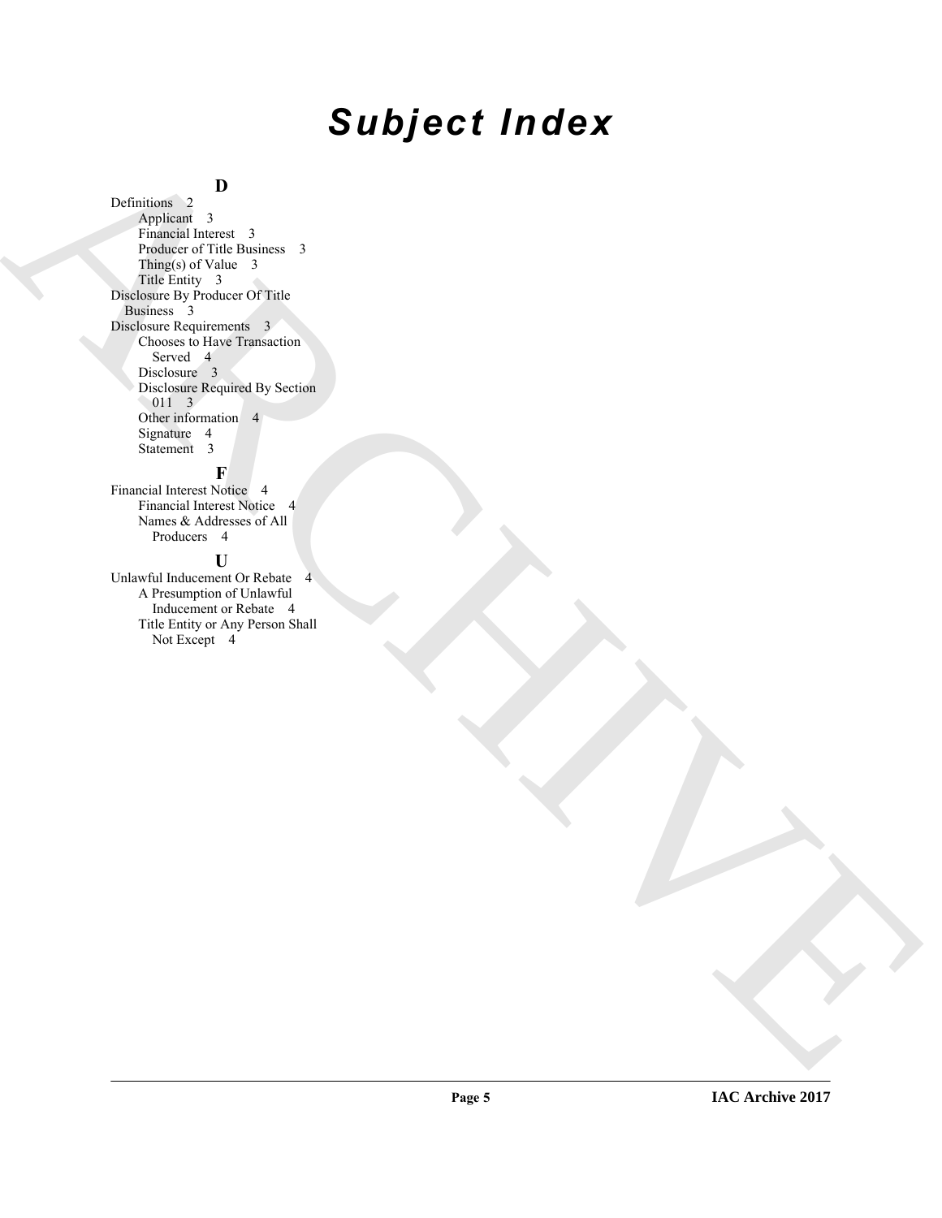# *Subject Index*

**D**

Definitions 2
- Applicant 3
- Financial Interest 3
- Producer of Title Business 3
- Thing(s) of Value 3
- Title Entity 3

Disclosure By Producer Of Title Business 3

Disclosure Requirements 3
- Chooses to Have Transaction Served 4
- Disclosure 3
- Disclosure Required By Section 011 3
- Other information 4
- Signature 4
- Statement 3

**F**

Financial Interest Notice 4
- Financial Interest Notice 4
- Names & Addresses of All Producers 4

**U**

Unlawful Inducement Or Rebate 4
- A Presumption of Unlawful Inducement or Rebate 4
- Title Entity or Any Person Shall Not Except 4